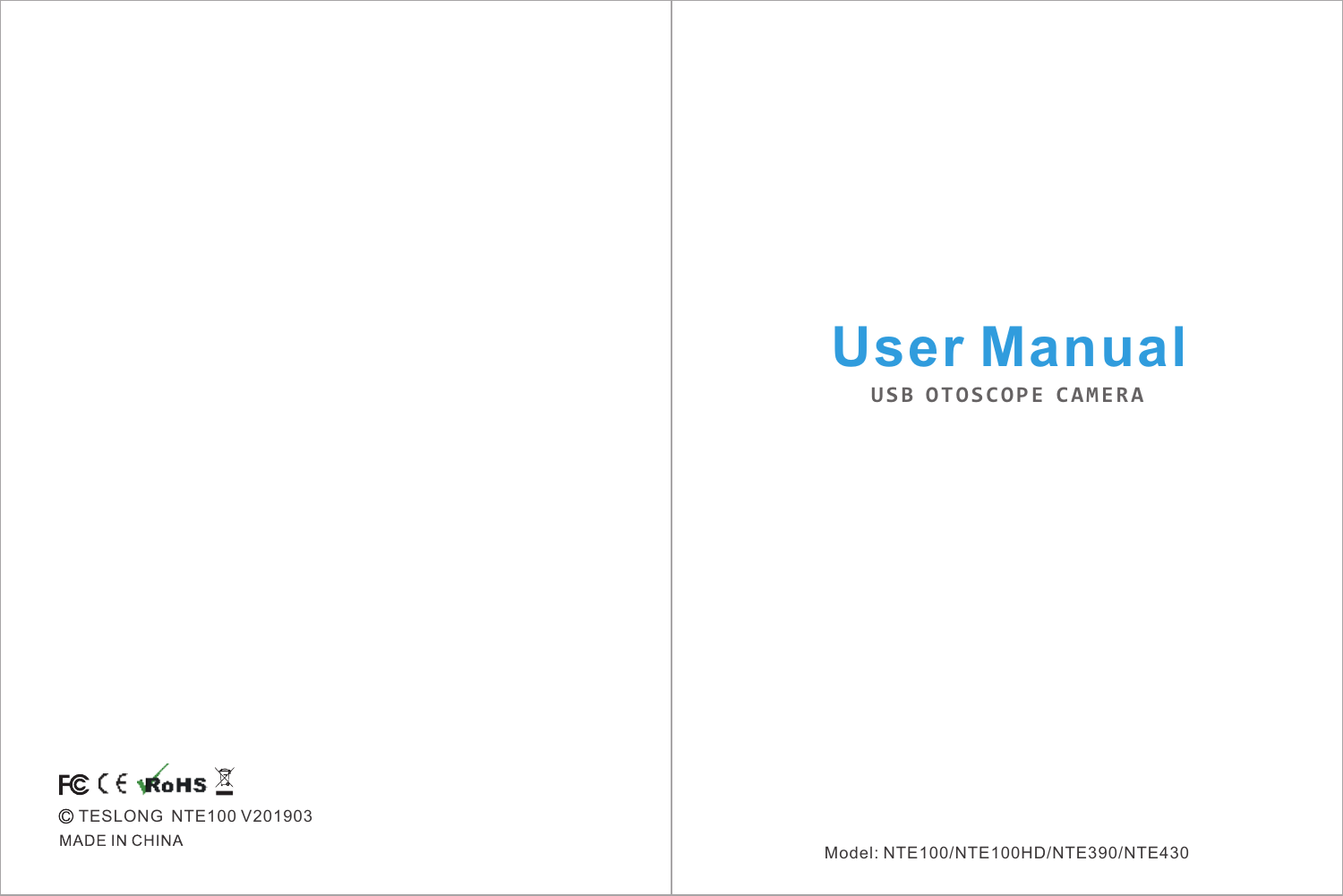FC CE RoHS

© TESLONG NTE100 V201903

MADE IN CHINA

# User Manual

## USB OTOSCOPE CAMERA

Model: NTE100/NTE100HD/NTE390/NTE430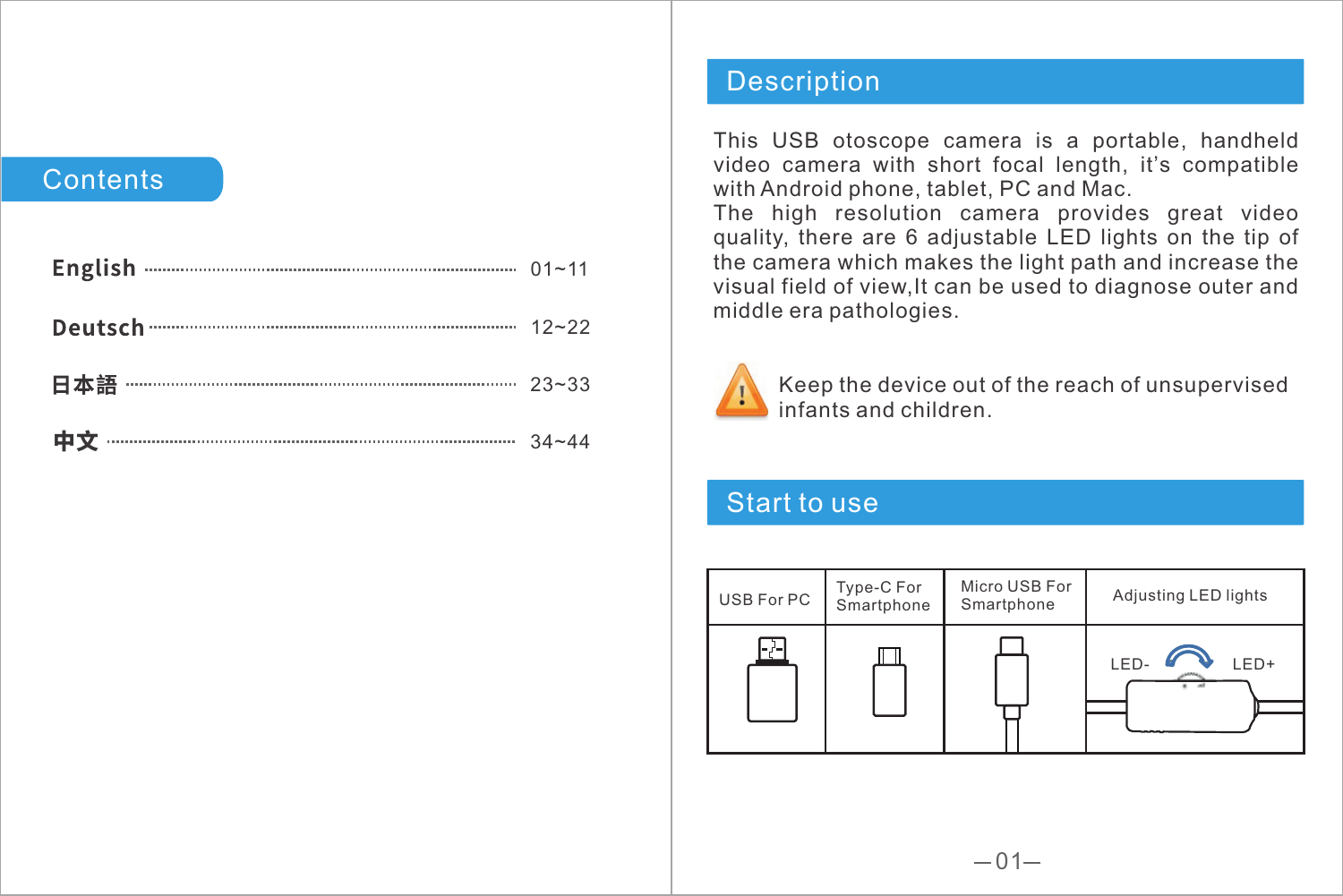## Contents

| | |
|---|---|
| **English** | 01~11 |
| **Deutsch** | 12~22 |
| **日本語** | 23~33 |
| **中文** | 34~44 |

## Description

This USB otoscope camera is a portable, handheld video camera with short focal length, it's compatible with Android phone, tablet, PC and Mac.
The high resolution camera provides great video quality, there are 6 adjustable LED lights on the tip of the camera which makes the light path and increase the visual field of view,It can be used to diagnose outer and middle era pathologies.

Keep the device out of the reach of unsupervised infants and children.

## Start to use

| USB For PC | Type-C For Smartphone | Micro USB For Smartphone | Adjusting LED lights |
|---|---|---|---|
| | | | LED- LED+ |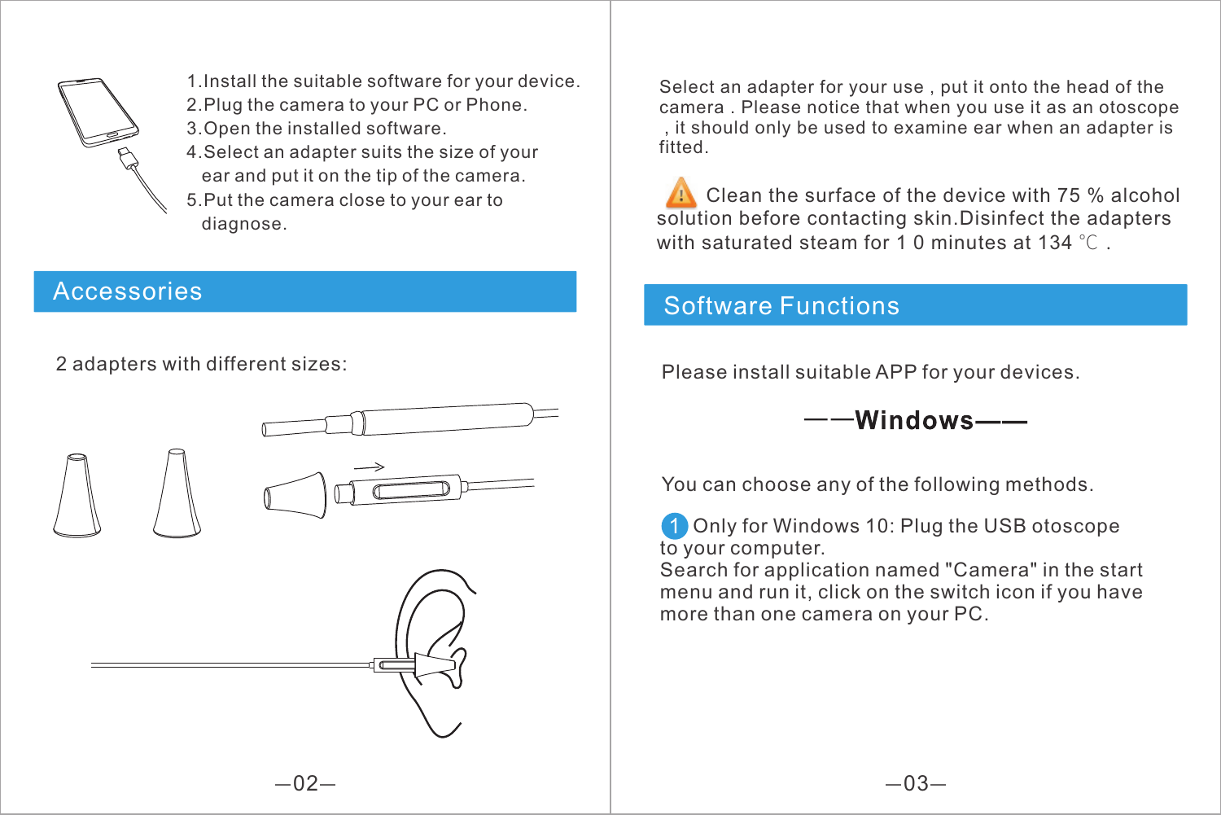1. Install the suitable software for your device.
2. Plug the camera to your PC or Phone.
3. Open the installed software.
4. Select an adapter suits the size of your ear and put it on the tip of the camera.
5. Put the camera close to your ear to diagnose.

## Accessories

2 adapters with different sizes:

Select an adapter for your use , put it onto the head of the camera . Please notice that when you use it as an otoscope , it should only be used to examine ear when an adapter is fitted.

⚠ Clean the surface of the device with 75 % alcohol solution before contacting skin.Disinfect the adapters with saturated steam for 1 0 minutes at 134 ℃ .

## Software Functions

Please install suitable APP for your devices.

### ——Windows——

You can choose any of the following methods.

1. Only for Windows 10: Plug the USB otoscope to your computer.
Search for application named "Camera" in the start menu and run it, click on the switch icon if you have more than one camera on your PC.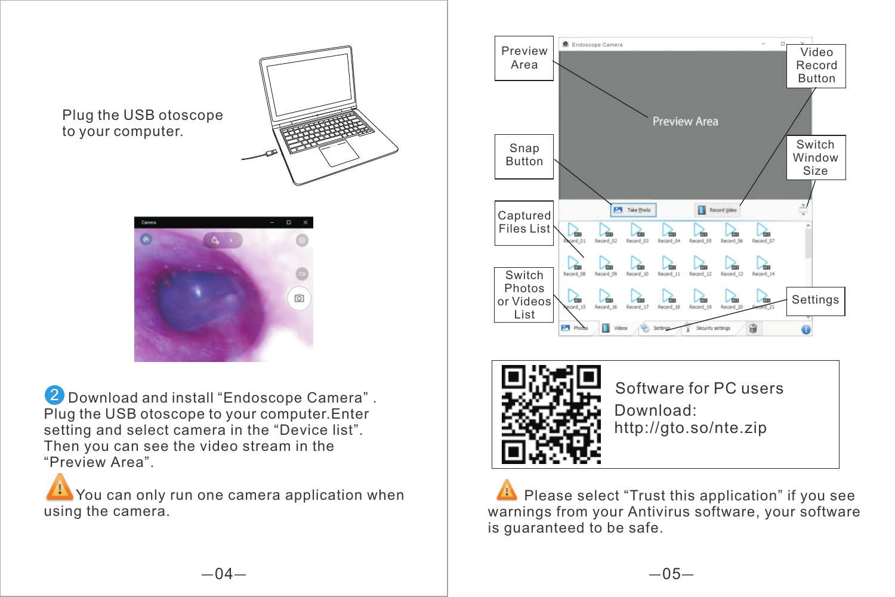Plug the USB otoscope to your computer.

2 Download and install “Endoscope Camera” . Plug the USB otoscope to your computer.Enter setting and select camera in the “Device list”. Then you can see the video stream in the “Preview Area”.

⚠ You can only run one camera application when using the camera.

Preview Area

Video Record Button

Snap Button

Switch Window Size

Captured Files List

Switch Photos or Videos List

Settings

Software for PC users

Download:
http://gto.so/nte.zip

⚠ Please select “Trust this application” if you see warnings from your Antivirus software, your software is guaranteed to be safe.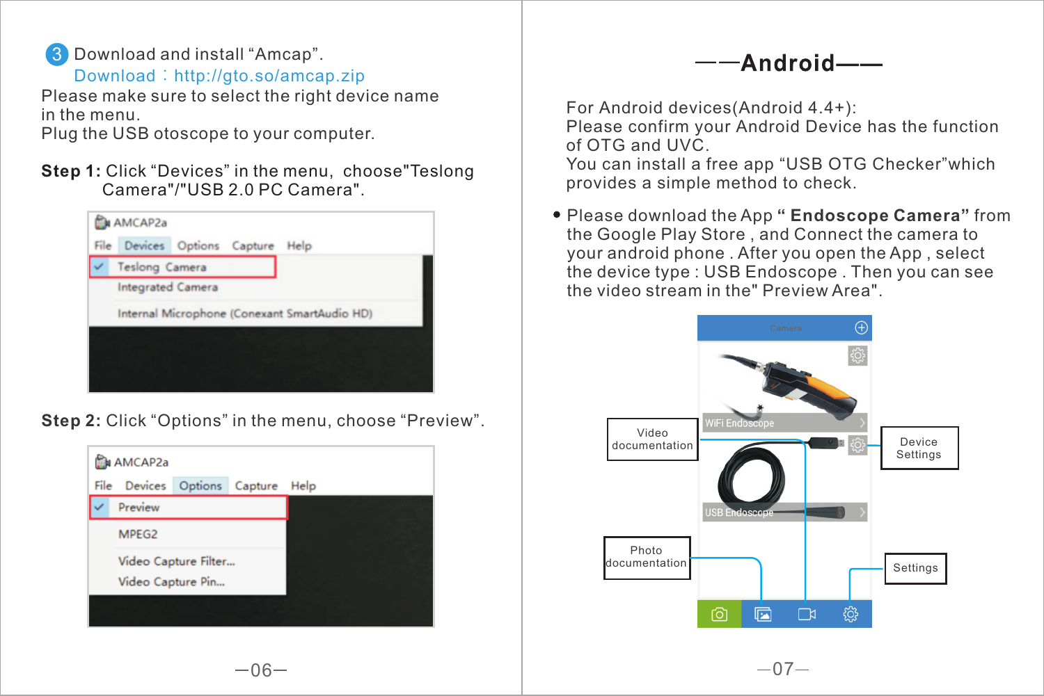3. Download and install “Amcap”.
   Download：http://gto.so/amcap.zip

Please make sure to select the right device name in the menu.
Plug the USB otoscope to your computer.

**Step 1:** Click “Devices” in the menu, choose"Teslong Camera"/"USB 2.0 PC Camera".

**Step 2:** Click “Options” in the menu, choose “Preview”.

## ——Android——

For Android devices(Android 4.4+):
Please confirm your Android Device has the function of OTG and UVC.
You can install a free app “USB OTG Checker”which provides a simple method to check.

- Please download the App **“ Endoscope Camera”** from the Google Play Store , and Connect the camera to your android phone . After you open the App , select the device type : USB Endoscope . Then you can see the video stream in the" Preview Area".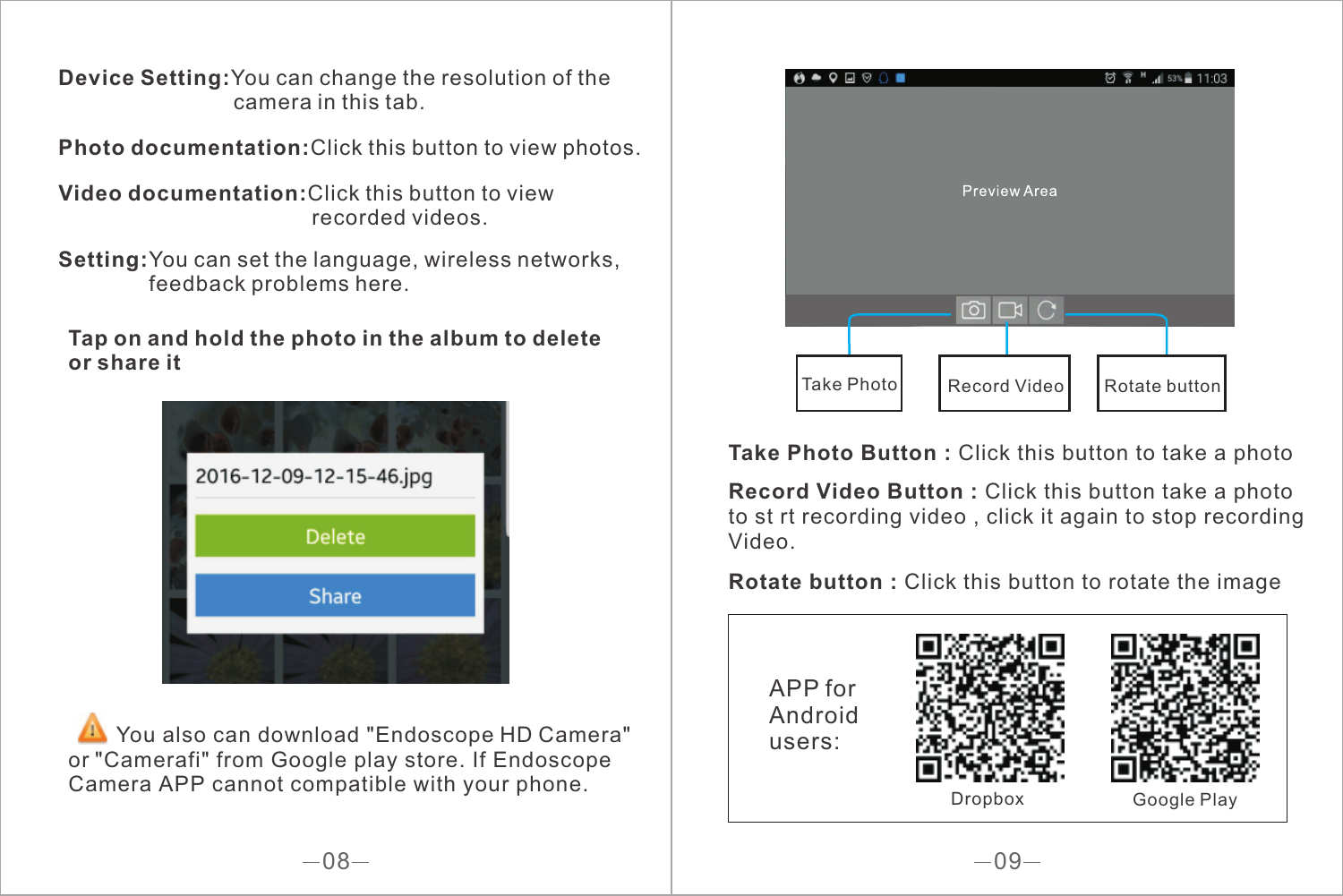**Device Setting:** You can change the resolution of the camera in this tab.

**Photo documentation:** Click this button to view photos.

**Video documentation:** Click this button to view recorded videos.

**Setting:** You can set the language, wireless networks, feedback problems here.

**Tap on and hold the photo in the album to delete or share it**

2016-12-09-12-15-46.jpg

Delete

Share

⚠ You also can download "Endoscope HD Camera" or "Camerafi" from Google play store. If Endoscope Camera APP cannot compatible with your phone.

Preview Area

Take Photo | Record Video | Rotate button

**Take Photo Button :** Click this button to take a photo

**Record Video Button :** Click this button take a photo to st rt recording video , click it again to stop recording Video.

**Rotate button :** Click this button to rotate the image

APP for Android users:

Dropbox

Google Play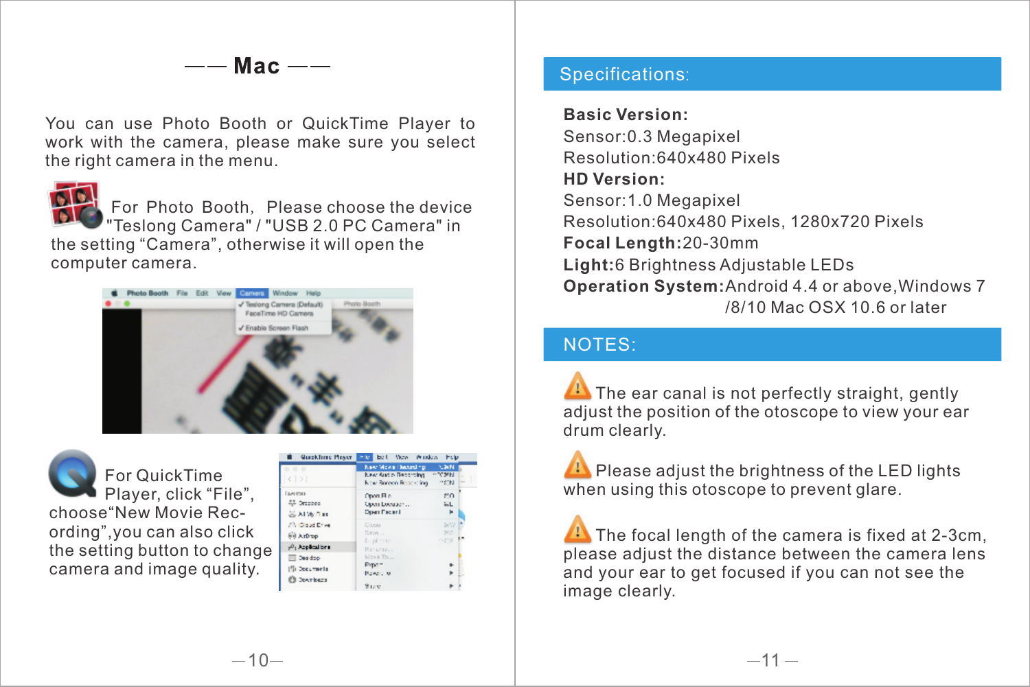## — Mac —

You can use Photo Booth or QuickTime Player to work with the camera, please make sure you select the right camera in the menu.

For Photo Booth, Please choose the device "Teslong Camera" / "USB 2.0 PC Camera" in the setting “Camera”, otherwise it will open the computer camera.

For QuickTime Player, click “File”, choose“New Movie Recording”,you can also click the setting button to change camera and image quality.

## Specifications:

**Basic Version:**
Sensor:0.3 Megapixel
Resolution:640x480 Pixels
**HD Version:**
Sensor:1.0 Megapixel
Resolution:640x480 Pixels, 1280x720 Pixels
**Focal Length:**20-30mm
**Light:**6 Brightness Adjustable LEDs
**Operation System:**Android 4.4 or above,Windows 7 /8/10 Mac OSX 10.6 or later

## NOTES:

The ear canal is not perfectly straight, gently adjust the position of the otoscope to view your ear drum clearly.

Please adjust the brightness of the LED lights when using this otoscope to prevent glare.

The focal length of the camera is fixed at 2-3cm, please adjust the distance between the camera lens and your ear to get focused if you can not see the image clearly.